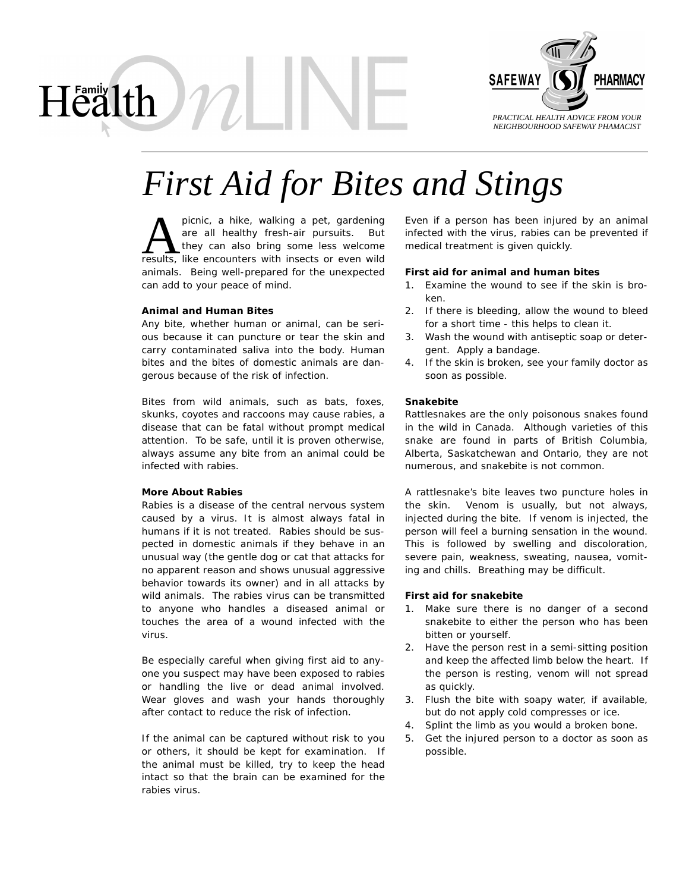# First Aid for Bites and Stings

A picnic, a hike, walking a pet, gardening are all healthy fresh-air pursuits. But they can also bring some less welcome results, like encounters with insects or even wild animals. Being well-prepared for the unexpected can add to your peace of mind.

**Animal and Human Bites**

Any bite, whether human or animal, can be serious because it can puncture or tear the skin and carry contaminated saliva into the body. Human bites and the bites of domestic animals are dangerous because of the risk of infection.

Bites from wild animals, such as bats, foxes, skunks, coyotes and raccoons may cause rabies, a disease that can be fatal without prompt medical attention. To be safe, until it is proven otherwise, always assume any bite from an animal could be infected with rabies.

**More About Rabies**

Rabies is a disease of the central nervous system caused by a virus. It is almost always fatal in humans if it is not treated. Rabies should be suspected in domestic animals if they behave in an unusual way (the gentle dog or cat that attacks for no apparent reason and shows unusual aggressive behavior towards its owner) and in all attacks by wild animals. The rabies virus can be transmitted to anyone who handles a diseased animal or touches the area of a wound infected with the virus.

Be especially careful when giving first aid to anyone you suspect may have been exposed to rabies or handling the live or dead animal involved. Wear gloves and wash your hands thoroughly after contact to reduce the risk of infection.

If the animal can be captured without risk to you or others, it should be kept for examination. If the animal must be killed, try to keep the head intact so that the brain can be examined for the rabies virus.

Even if a person has been injured by an animal infected with the virus, rabies can be prevented if medical treatment is given quickly.

**First aid for animal and human bites**

1. Examine the wound to see if the skin is broken.
2. If there is bleeding, allow the wound to bleed for a short time - this helps to clean it.
3. Wash the wound with antiseptic soap or detergent. Apply a bandage.
4. If the skin is broken, see your family doctor as soon as possible.

**Snakebite**

Rattlesnakes are the only poisonous snakes found in the wild in Canada. Although varieties of this snake are found in parts of British Columbia, Alberta, Saskatchewan and Ontario, they are not numerous, and snakebite is not common.

A rattlesnake's bite leaves two puncture holes in the skin. Venom is usually, but not always, injected during the bite. If venom is injected, the person will feel a burning sensation in the wound. This is followed by swelling and discoloration, severe pain, weakness, sweating, nausea, vomiting and chills. Breathing may be difficult.

**First aid for snakebite**

1. Make sure there is no danger of a second snakebite to either the person who has been bitten or yourself.
2. Have the person rest in a semi-sitting position and keep the affected limb below the heart. If the person is resting, venom will not spread as quickly.
3. Flush the bite with soapy water, if available, but do not apply cold compresses or ice.
4. Splint the limb as you would a broken bone.
5. Get the injured person to a doctor as soon as possible.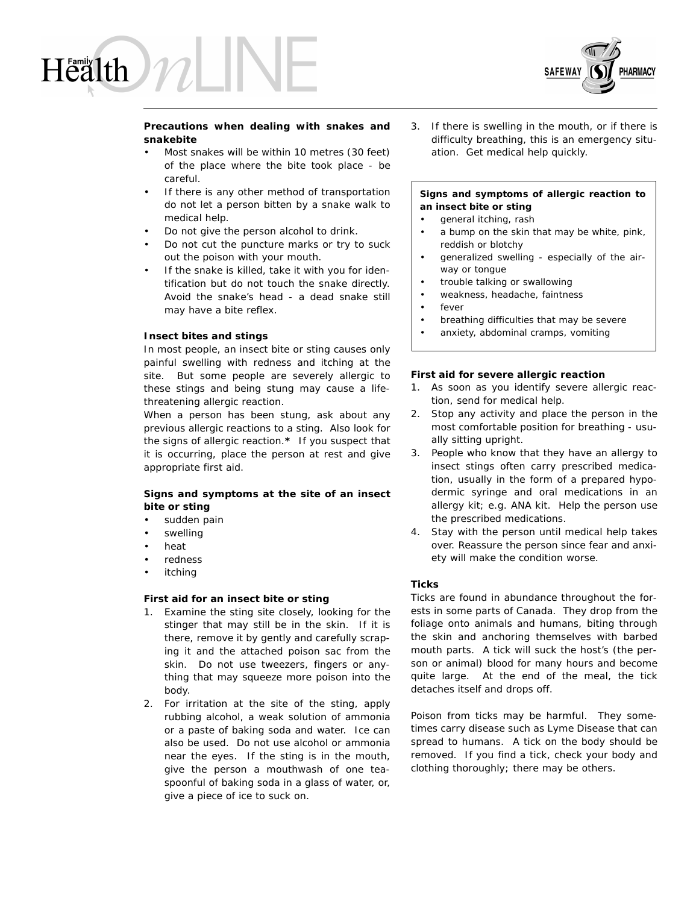**Precautions when dealing with snakes and snakebite**

- Most snakes will be within 10 metres (30 feet) of the place where the bite took place - be careful.
- If there is any other method of transportation do not let a person bitten by a snake walk to medical help.
- Do not give the person alcohol to drink.
- Do not cut the puncture marks or try to suck out the poison with your mouth.
- If the snake is killed, take it with you for identification but do not touch the snake directly. Avoid the snake's head - a dead snake still may have a bite reflex.

**Insect bites and stings**

In most people, an insect bite or sting causes only painful swelling with redness and itching at the site. But some people are severely allergic to these stings and being stung may cause a life-threatening allergic reaction.

When a person has been stung, ask about any previous allergic reactions to a sting. Also look for the signs of allergic reaction.**\*** If you suspect that it is occurring, place the person at rest and give appropriate first aid.

**Signs and symptoms at the site of an insect bite or sting**

- sudden pain
- swelling
- heat
- redness
- itching

**First aid for an insect bite or sting**

1. Examine the sting site closely, looking for the stinger that may still be in the skin. If it is there, remove it by gently and carefully scraping it and the attached poison sac from the skin. Do not use tweezers, fingers or anything that may squeeze more poison into the body.
2. For irritation at the site of the sting, apply rubbing alcohol, a weak solution of ammonia or a paste of baking soda and water. Ice can also be used. Do not use alcohol or ammonia near the eyes. If the sting is in the mouth, give the person a mouthwash of one teaspoonful of baking soda in a glass of water, or, give a piece of ice to suck on.
3. If there is swelling in the mouth, or if there is difficulty breathing, this is an emergency situation. Get medical help quickly.

**Signs and symptoms of allergic reaction to an insect bite or sting**

- general itching, rash
- a bump on the skin that may be white, pink, reddish or blotchy
- generalized swelling - especially of the airway or tongue
- trouble talking or swallowing
- weakness, headache, faintness
- fever
- breathing difficulties that may be severe
- anxiety, abdominal cramps, vomiting

**First aid for severe allergic reaction**

1. As soon as you identify severe allergic reaction, send for medical help.
2. Stop any activity and place the person in the most comfortable position for breathing - usually sitting upright.
3. People who know that they have an allergy to insect stings often carry prescribed medication, usually in the form of a prepared hypodermic syringe and oral medications in an allergy kit; e.g. ANA kit. Help the person use the prescribed medications.
4. Stay with the person until medical help takes over. Reassure the person since fear and anxiety will make the condition worse.

**Ticks**

Ticks are found in abundance throughout the forests in some parts of Canada. They drop from the foliage onto animals and humans, biting through the skin and anchoring themselves with barbed mouth parts. A tick will suck the host's (the person or animal) blood for many hours and become quite large. At the end of the meal, the tick detaches itself and drops off.

Poison from ticks may be harmful. They sometimes carry disease such as Lyme Disease that can spread to humans. A tick on the body should be removed. If you find a tick, check your body and clothing thoroughly; there may be others.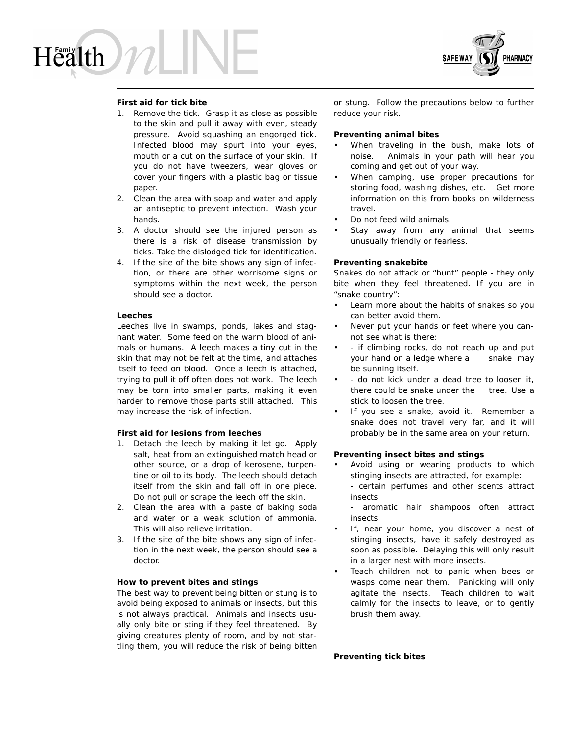**First aid for tick bite**

1. Remove the tick. Grasp it as close as possible to the skin and pull it away with even, steady pressure. Avoid squashing an engorged tick. Infected blood may spurt into your eyes, mouth or a cut on the surface of your skin. If you do not have tweezers, wear gloves or cover your fingers with a plastic bag or tissue paper.
2. Clean the area with soap and water and apply an antiseptic to prevent infection. Wash your hands.
3. A doctor should see the injured person as there is a risk of disease transmission by ticks. Take the dislodged tick for identification.
4. If the site of the bite shows any sign of infection, or there are other worrisome signs or symptoms within the next week, the person should see a doctor.

**Leeches**

Leeches live in swamps, ponds, lakes and stagnant water. Some feed on the warm blood of animals or humans. A leech makes a tiny cut in the skin that may not be felt at the time, and attaches itself to feed on blood. Once a leech is attached, trying to pull it off often does not work. The leech may be torn into smaller parts, making it even harder to remove those parts still attached. This may increase the risk of infection.

**First aid for lesions from leeches**

1. Detach the leech by making it let go. Apply salt, heat from an extinguished match head or other source, or a drop of kerosene, turpentine or oil to its body. The leech should detach itself from the skin and fall off in one piece. Do not pull or scrape the leech off the skin.
2. Clean the area with a paste of baking soda and water or a weak solution of ammonia. This will also relieve irritation.
3. If the site of the bite shows any sign of infection in the next week, the person should see a doctor.

**How to prevent bites and stings**

The best way to prevent being bitten or stung is to avoid being exposed to animals or insects, but this is not always practical. Animals and insects usually only bite or sting if they feel threatened. By giving creatures plenty of room, and by not startling them, you will reduce the risk of being bitten or stung. Follow the precautions below to further reduce your risk.

**Preventing animal bites**

- When traveling in the bush, make lots of noise. Animals in your path will hear you coming and get out of your way.
- When camping, use proper precautions for storing food, washing dishes, etc. Get more information on this from books on wilderness travel.
- Do not feed wild animals.
- Stay away from any animal that seems unusually friendly or fearless.

**Preventing snakebite**

Snakes do not attack or "hunt" people - they only bite when they feel threatened. If you are in "snake country":

- Learn more about the habits of snakes so you can better avoid them.
- Never put your hands or feet where you cannot see what is there:
- - if climbing rocks, do not reach up and put your hand on a ledge where a snake may be sunning itself.
- - do not kick under a dead tree to loosen it, there could be snake under the tree. Use a stick to loosen the tree.
- If you see a snake, avoid it. Remember a snake does not travel very far, and it will probably be in the same area on your return.

**Preventing insect bites and stings**

- Avoid using or wearing products to which stinging insects are attracted, for example:
  - certain perfumes and other scents attract insects.
  - aromatic hair shampoos often attract insects.
- If, near your home, you discover a nest of stinging insects, have it safely destroyed as soon as possible. Delaying this will only result in a larger nest with more insects.
- Teach children not to panic when bees or wasps come near them. Panicking will only agitate the insects. Teach children to wait calmly for the insects to leave, or to gently brush them away.

**Preventing tick bites**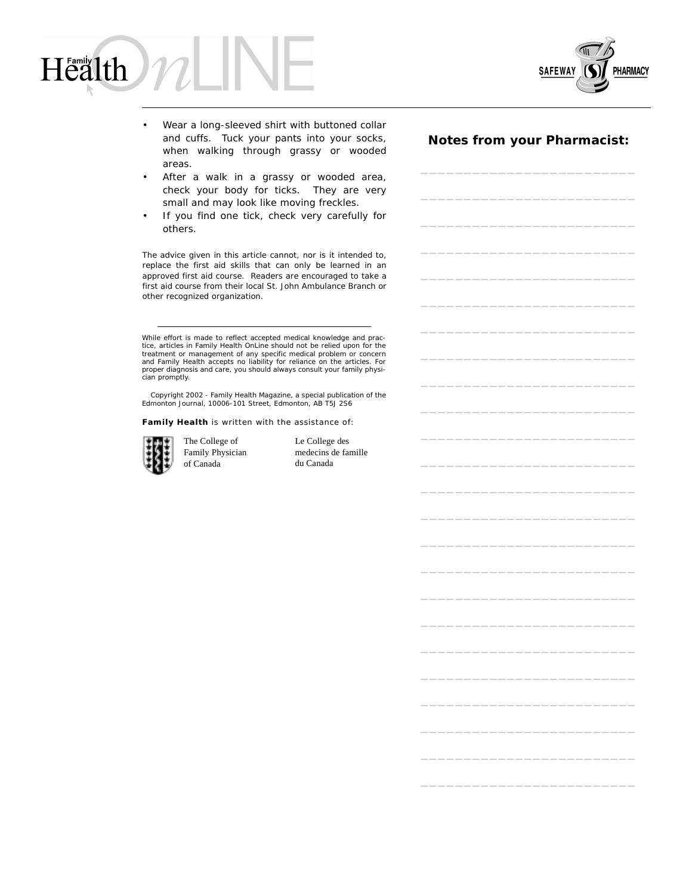- Wear a long-sleeved shirt with buttoned collar and cuffs. Tuck your pants into your socks, when walking through grassy or wooded areas.
- After a walk in a grassy or wooded area, check your body for ticks. They are very small and may look like moving freckles.
- If you find one tick, check very carefully for others.

The advice given in this article cannot, nor is it intended to, replace the first aid skills that can only be learned in an approved first aid course. Readers are encouraged to take a first aid course from their local St. John Ambulance Branch or other recognized organization.

---

While effort is made to reflect accepted medical knowledge and practice, articles in Family Health OnLine should not be relied upon for the treatment or management of any specific medical problem or concern and Family Health accepts no liability for reliance on the articles. For proper diagnosis and care, you should always consult your family physician promptly.

Copyright 2002 - Family Health Magazine, a special publication of the Edmonton Journal, 10006-101 Street, Edmonton, AB T5J 2S6

**Family Health** is written with the assistance of:

The College of Family Physician of Canada

Le College des medecins de famille du Canada

**Notes from your Pharmacist:**